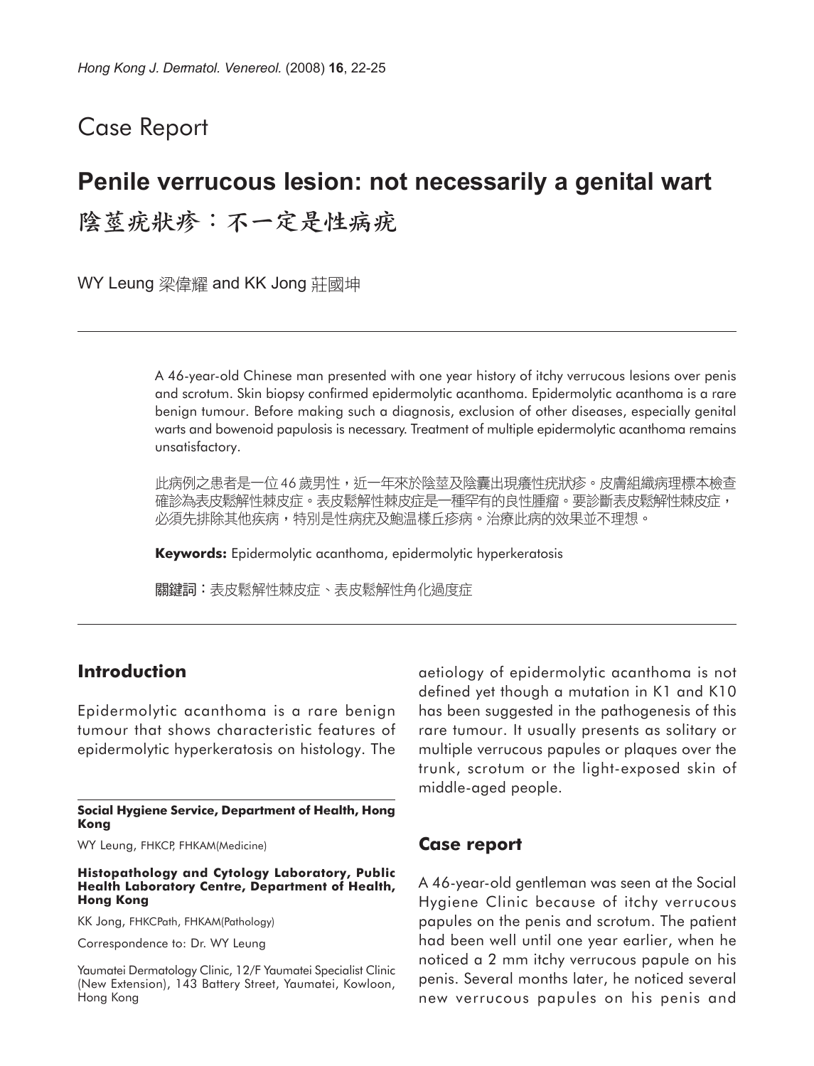# Case Report

## Penile verrucous lesion: not necessarily a genital wart

## 陰莖疣狀疹：不一定是性病疣

WY Leung 梁偉耀 and KK Jong 莊國坤

A 46-year-old Chinese man presented with one year history of itchy verrucous lesions over penis and scrotum. Skin biopsy confirmed epidermolytic acanthoma. Epidermolytic acanthoma is a rare benign tumour. Before making such a diagnosis, exclusion of other diseases, especially genital warts and bowenoid papulosis is necessary. Treatment of multiple epidermolytic acanthoma remains unsatisfactory.

此病例之患者是一位46歲男性，近一年來於陰莖及陰囊出現癢性疣狀疹。皮膚組織病理標本檢查確診為表皮鬆解性棘皮症。表皮鬆解性棘皮症是一種罕有的良性腫瘤。要診斷表皮鬆解性棘皮症，必須先排除其他疾病，特別是性病疣及鮑溫樣丘疹病。治療此病的效果並不理想。

**Keywords:** Epidermolytic acanthoma, epidermolytic hyperkeratosis

**關鍵詞**：表皮鬆解性棘皮症、表皮鬆解性角化過度症

### Introduction

Epidermolytic acanthoma is a rare benign tumour that shows characteristic features of epidermolytic hyperkeratosis on histology. The aetiology of epidermolytic acanthoma is not defined yet though a mutation in K1 and K10 has been suggested in the pathogenesis of this rare tumour. It usually presents as solitary or multiple verrucous papules or plaques over the trunk, scrotum or the light-exposed skin of middle-aged people.

### Case report

A 46-year-old gentleman was seen at the Social Hygiene Clinic because of itchy verrucous papules on the penis and scrotum. The patient had been well until one year earlier, when he noticed a 2 mm itchy verrucous papule on his penis. Several months later, he noticed several new verrucous papules on his penis and

---

**Social Hygiene Service, Department of Health, Hong Kong**

WY Leung, FHKCP, FHKAM(Medicine)

**Histopathology and Cytology Laboratory, Public Health Laboratory Centre, Department of Health, Hong Kong**

KK Jong, FHKCPath, FHKAM(Pathology)

Correspondence to: Dr. WY Leung

Yaumatei Dermatology Clinic, 12/F Yaumatei Specialist Clinic (New Extension), 143 Battery Street, Yaumatei, Kowloon, Hong Kong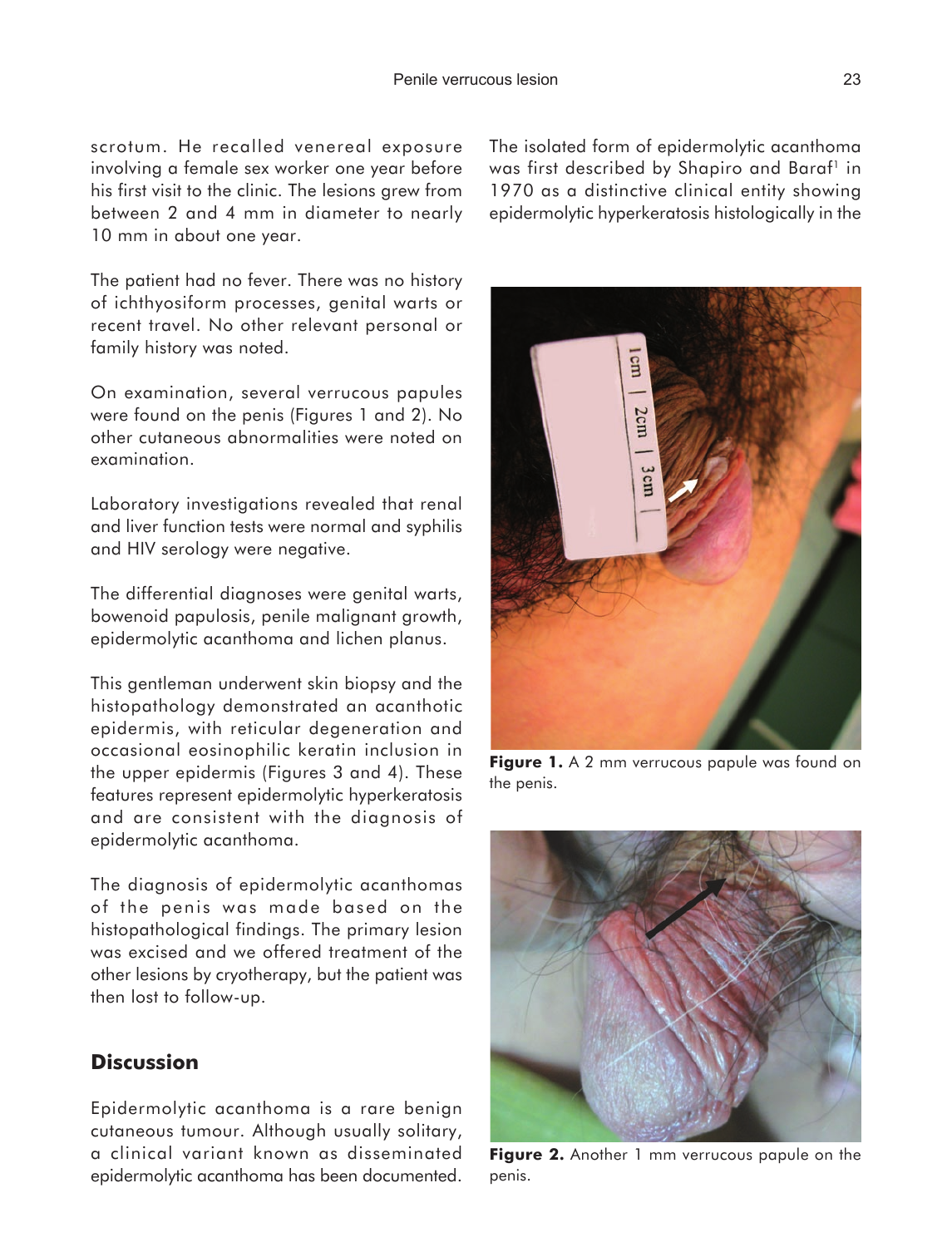scrotum. He recalled venereal exposure involving a female sex worker one year before his first visit to the clinic. The lesions grew from between 2 and 4 mm in diameter to nearly 10 mm in about one year.

The patient had no fever. There was no history of ichthyosiform processes, genital warts or recent travel. No other relevant personal or family history was noted.

On examination, several verrucous papules were found on the penis (Figures 1 and 2). No other cutaneous abnormalities were noted on examination.

Laboratory investigations revealed that renal and liver function tests were normal and syphilis and HIV serology were negative.

The differential diagnoses were genital warts, bowenoid papulosis, penile malignant growth, epidermolytic acanthoma and lichen planus.

This gentleman underwent skin biopsy and the histopathology demonstrated an acanthotic epidermis, with reticular degeneration and occasional eosinophilic keratin inclusion in the upper epidermis (Figures 3 and 4). These features represent epidermolytic hyperkeratosis and are consistent with the diagnosis of epidermolytic acanthoma.

The diagnosis of epidermolytic acanthomas of the penis was made based on the histopathological findings. The primary lesion was excised and we offered treatment of the other lesions by cryotherapy, but the patient was then lost to follow-up.

## Discussion

Epidermolytic acanthoma is a rare benign cutaneous tumour. Although usually solitary, a clinical variant known as disseminated epidermolytic acanthoma has been documented. The isolated form of epidermolytic acanthoma was first described by Shapiro and Baraf[1] in 1970 as a distinctive clinical entity showing epidermolytic hyperkeratosis histologically in the

**Figure 1.** A 2 mm verrucous papule was found on the penis.

**Figure 2.** Another 1 mm verrucous papule on the penis.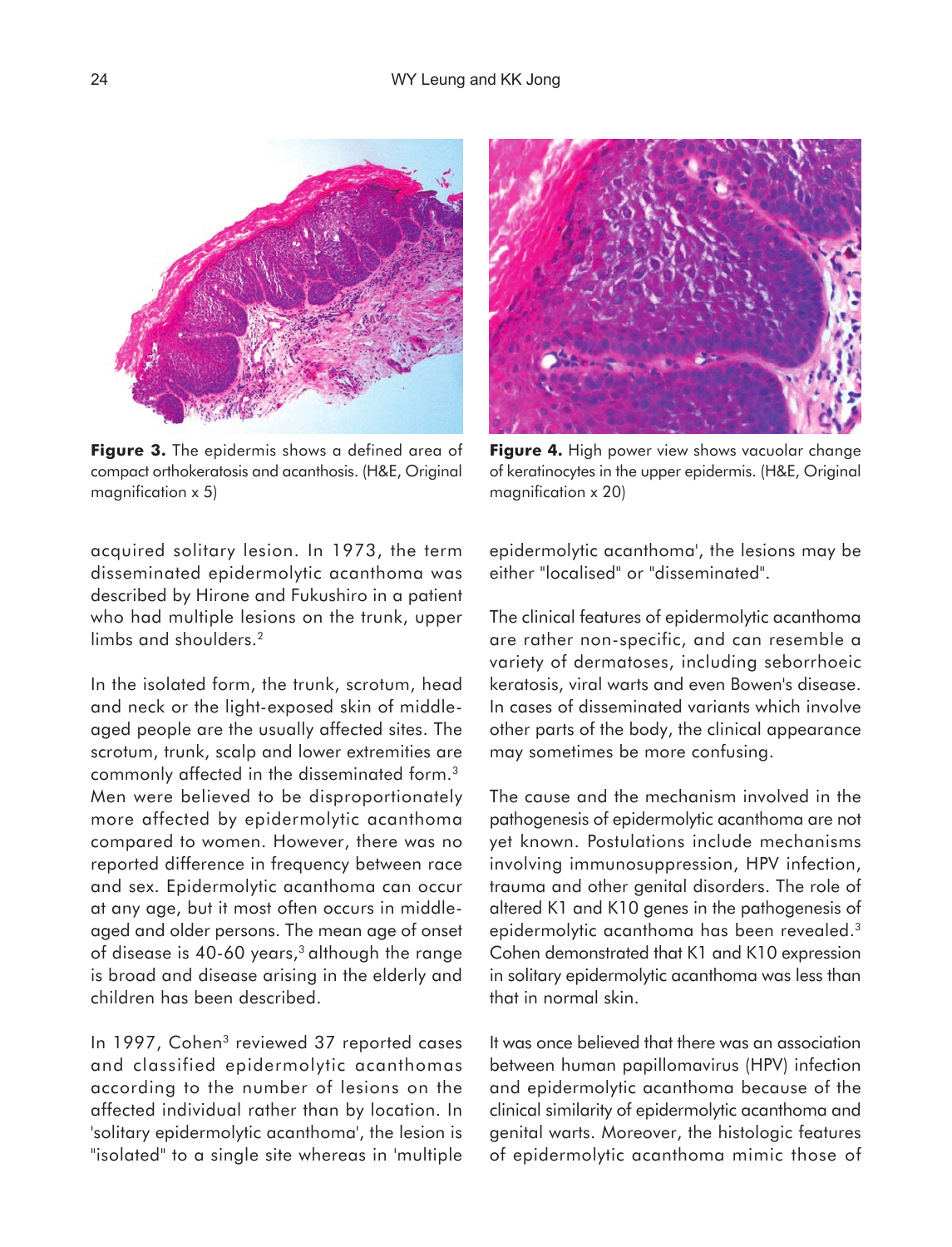**Figure 3.** The epidermis shows a defined area of compact orthokeratosis and acanthosis. (H&E, Original magnification x 5)

**Figure 4.** High power view shows vacuolar change of keratinocytes in the upper epidermis. (H&E, Original magnification x 20)

acquired solitary lesion. In 1973, the term disseminated epidermolytic acanthoma was described by Hirone and Fukushiro in a patient who had multiple lesions on the trunk, upper limbs and shoulders.[2]

In the isolated form, the trunk, scrotum, head and neck or the light-exposed skin of middle-aged people are the usually affected sites. The scrotum, trunk, scalp and lower extremities are commonly affected in the disseminated form.[3] Men were believed to be disproportionately more affected by epidermolytic acanthoma compared to women. However, there was no reported difference in frequency between race and sex. Epidermolytic acanthoma can occur at any age, but it most often occurs in middle-aged and older persons. The mean age of onset of disease is 40-60 years,[3] although the range is broad and disease arising in the elderly and children has been described.

In 1997, Cohen[3] reviewed 37 reported cases and classified epidermolytic acanthomas according to the number of lesions on the affected individual rather than by location. In 'solitary epidermolytic acanthoma', the lesion is "isolated" to a single site whereas in 'multiple epidermolytic acanthoma', the lesions may be either "localised" or "disseminated".

The clinical features of epidermolytic acanthoma are rather non-specific, and can resemble a variety of dermatoses, including seborrhoeic keratosis, viral warts and even Bowen's disease. In cases of disseminated variants which involve other parts of the body, the clinical appearance may sometimes be more confusing.

The cause and the mechanism involved in the pathogenesis of epidermolytic acanthoma are not yet known. Postulations include mechanisms involving immunosuppression, HPV infection, trauma and other genital disorders. The role of altered K1 and K10 genes in the pathogenesis of epidermolytic acanthoma has been revealed.[3] Cohen demonstrated that K1 and K10 expression in solitary epidermolytic acanthoma was less than that in normal skin.

It was once believed that there was an association between human papillomavirus (HPV) infection and epidermolytic acanthoma because of the clinical similarity of epidermolytic acanthoma and genital warts. Moreover, the histologic features of epidermolytic acanthoma mimic those of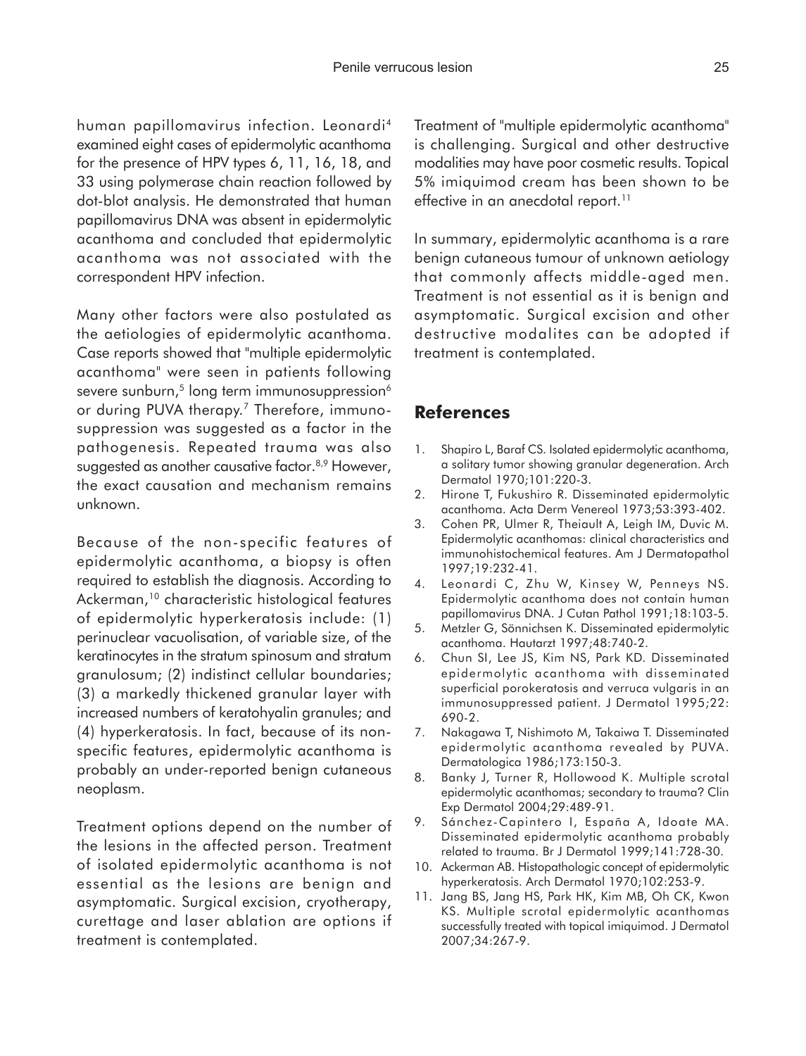human papillomavirus infection. Leonardi[4] examined eight cases of epidermolytic acanthoma for the presence of HPV types 6, 11, 16, 18, and 33 using polymerase chain reaction followed by dot-blot analysis. He demonstrated that human papillomavirus DNA was absent in epidermolytic acanthoma and concluded that epidermolytic acanthoma was not associated with the correspondent HPV infection.

Many other factors were also postulated as the aetiologies of epidermolytic acanthoma. Case reports showed that "multiple epidermolytic acanthoma" were seen in patients following severe sunburn,[5] long term immunosuppression[6] or during PUVA therapy.[7] Therefore, immunosuppression was suggested as a factor in the pathogenesis. Repeated trauma was also suggested as another causative factor.[8,9] However, the exact causation and mechanism remains unknown.

Because of the non-specific features of epidermolytic acanthoma, a biopsy is often required to establish the diagnosis. According to Ackerman,[10] characteristic histological features of epidermolytic hyperkeratosis include: (1) perinuclear vacuolisation, of variable size, of the keratinocytes in the stratum spinosum and stratum granulosum; (2) indistinct cellular boundaries; (3) a markedly thickened granular layer with increased numbers of keratohyalin granules; and (4) hyperkeratosis. In fact, because of its non-specific features, epidermolytic acanthoma is probably an under-reported benign cutaneous neoplasm.

Treatment options depend on the number of the lesions in the affected person. Treatment of isolated epidermolytic acanthoma is not essential as the lesions are benign and asymptomatic. Surgical excision, cryotherapy, curettage and laser ablation are options if treatment is contemplated.

Treatment of "multiple epidermolytic acanthoma" is challenging. Surgical and other destructive modalities may have poor cosmetic results. Topical 5% imiquimod cream has been shown to be effective in an anecdotal report.[11]

In summary, epidermolytic acanthoma is a rare benign cutaneous tumour of unknown aetiology that commonly affects middle-aged men. Treatment is not essential as it is benign and asymptomatic. Surgical excision and other destructive modalites can be adopted if treatment is contemplated.

## References

1. Shapiro L, Baraf CS. Isolated epidermolytic acanthoma, a solitary tumor showing granular degeneration. Arch Dermatol 1970;101:220-3.
2. Hirone T, Fukushiro R. Disseminated epidermolytic acanthoma. Acta Derm Venereol 1973;53:393-402.
3. Cohen PR, Ulmer R, Theiault A, Leigh IM, Duvic M. Epidermolytic acanthomas: clinical characteristics and immunohistochemical features. Am J Dermatopathol 1997;19:232-41.
4. Leonardi C, Zhu W, Kinsey W, Penneys NS. Epidermolytic acanthoma does not contain human papillomavirus DNA. J Cutan Pathol 1991;18:103-5.
5. Metzler G, Sönnichsen K. Disseminated epidermolytic acanthoma. Hautarzt 1997;48:740-2.
6. Chun SI, Lee JS, Kim NS, Park KD. Disseminated epidermolytic acanthoma with disseminated superficial porokeratosis and verruca vulgaris in an immunosuppressed patient. J Dermatol 1995;22: 690-2.
7. Nakagawa T, Nishimoto M, Takaiwa T. Disseminated epidermolytic acanthoma revealed by PUVA. Dermatologica 1986;173:150-3.
8. Banky J, Turner R, Hollowood K. Multiple scrotal epidermolytic acanthomas; secondary to trauma? Clin Exp Dermatol 2004;29:489-91.
9. Sánchez-Capintero I, España A, Idoate MA. Disseminated epidermolytic acanthoma probably related to trauma. Br J Dermatol 1999;141:728-30.
10. Ackerman AB. Histopathologic concept of epidermolytic hyperkeratosis. Arch Dermatol 1970;102:253-9.
11. Jang BS, Jang HS, Park HK, Kim MB, Oh CK, Kwon KS. Multiple scrotal epidermolytic acanthomas successfully treated with topical imiquimod. J Dermatol 2007;34:267-9.